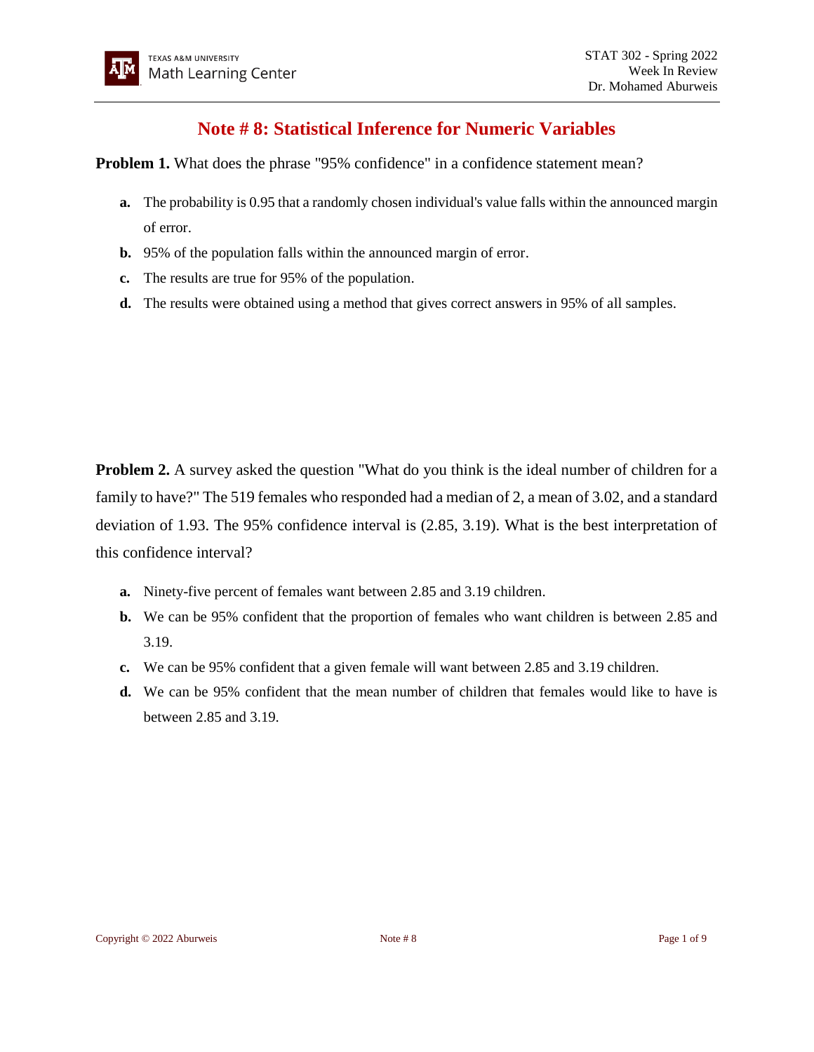# Note # 8: Statistical Inference for Numeric Variables

**Problem 1.** What does the phrase "95% confidence" in a confidence statement mean?

- **a.** The probability is 0.95 that a randomly chosen individual's value falls within the announced margin of error.
- **b.** 95% of the population falls within the announced margin of error.
- **c.** The results are true for 95% of the population.
- **d.** The results were obtained using a method that gives correct answers in 95% of all samples.

**Problem 2.** A survey asked the question "What do you think is the ideal number of children for a family to have?" The 519 females who responded had a median of 2, a mean of 3.02, and a standard deviation of 1.93. The 95% confidence interval is (2.85, 3.19). What is the best interpretation of this confidence interval?

- **a.** Ninety-five percent of females want between 2.85 and 3.19 children.
- **b.** We can be 95% confident that the proportion of females who want children is between 2.85 and 3.19.
- **c.** We can be 95% confident that a given female will want between 2.85 and 3.19 children.
- **d.** We can be 95% confident that the mean number of children that females would like to have is between 2.85 and 3.19.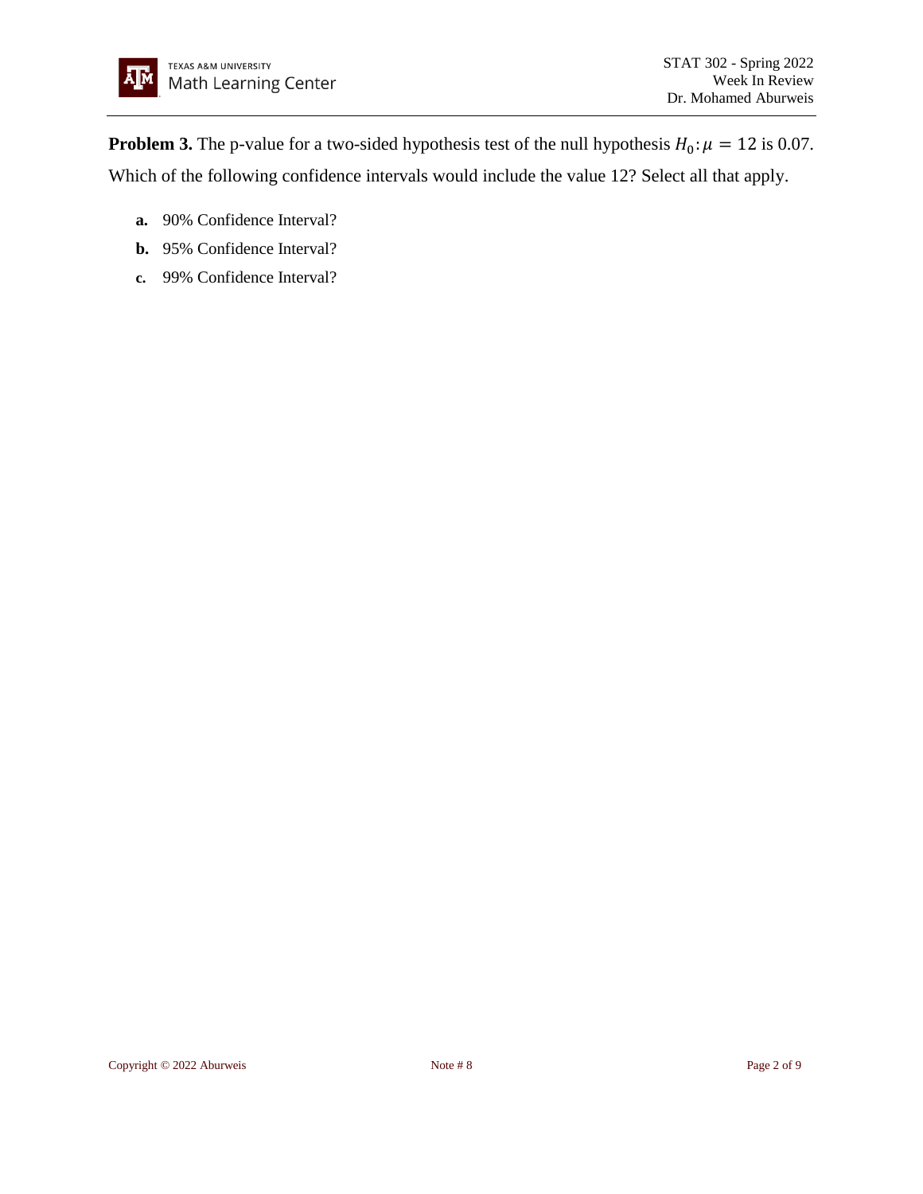**Problem 3.** The p-value for a two-sided hypothesis test of the null hypothesis $H_0: \mu = 12$ is 0.07. Which of the following confidence intervals would include the value 12? Select all that apply.

**a.** 90% Confidence Interval?

**b.** 95% Confidence Interval?

**c.** 99% Confidence Interval?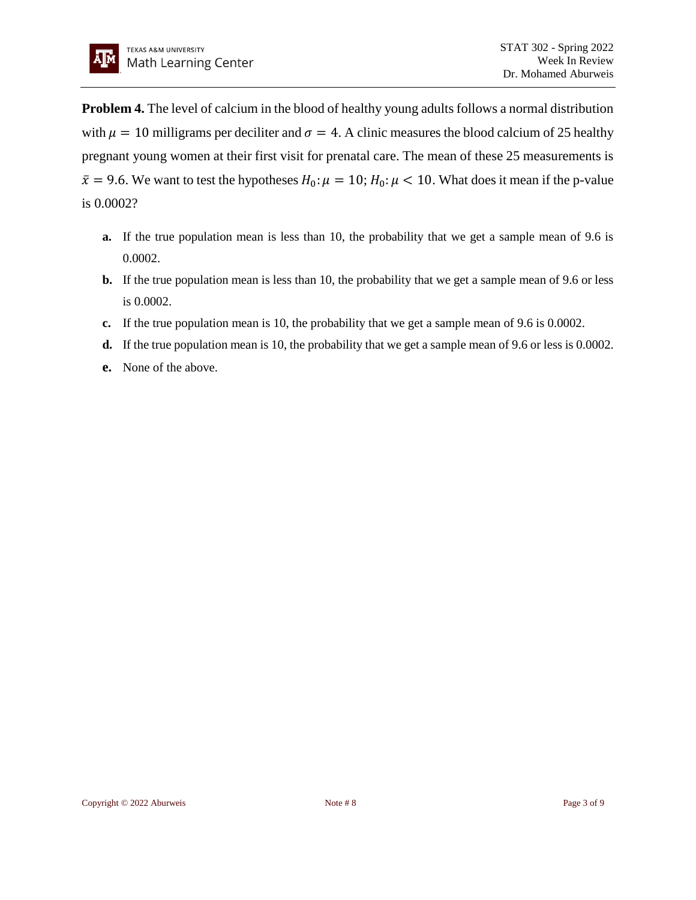**Problem 4.** The level of calcium in the blood of healthy young adults follows a normal distribution with $\mu = 10$ milligrams per deciliter and $\sigma = 4$. A clinic measures the blood calcium of 25 healthy pregnant young women at their first visit for prenatal care. The mean of these 25 measurements is $\bar{x} = 9.6$. We want to test the hypotheses $H_0: \mu = 10$; $H_0: \mu < 10$. What does it mean if the p-value is 0.0002?

- **a.** If the true population mean is less than 10, the probability that we get a sample mean of 9.6 is 0.0002.
- **b.** If the true population mean is less than 10, the probability that we get a sample mean of 9.6 or less is 0.0002.
- **c.** If the true population mean is 10, the probability that we get a sample mean of 9.6 is 0.0002.
- **d.** If the true population mean is 10, the probability that we get a sample mean of 9.6 or less is 0.0002.
- **e.** None of the above.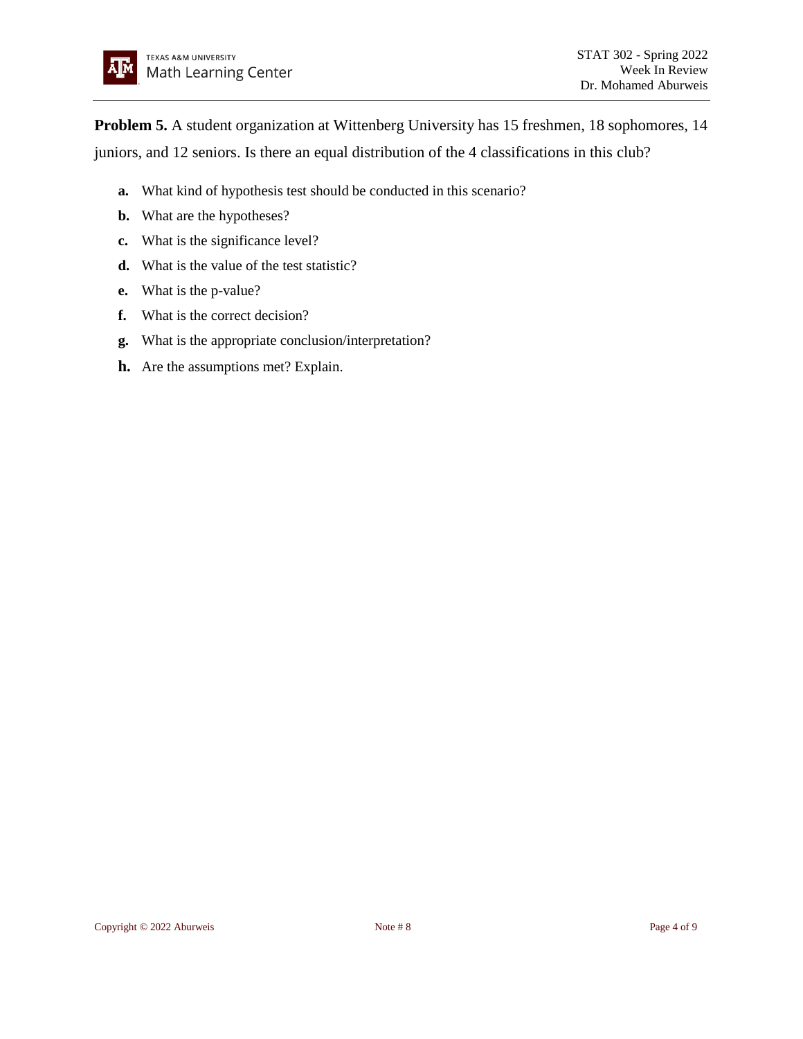**Problem 5.** A student organization at Wittenberg University has 15 freshmen, 18 sophomores, 14 juniors, and 12 seniors. Is there an equal distribution of the 4 classifications in this club?

- **a.** What kind of hypothesis test should be conducted in this scenario?
- **b.** What are the hypotheses?
- **c.** What is the significance level?
- **d.** What is the value of the test statistic?
- **e.** What is the p-value?
- **f.** What is the correct decision?
- **g.** What is the appropriate conclusion/interpretation?
- **h.** Are the assumptions met? Explain.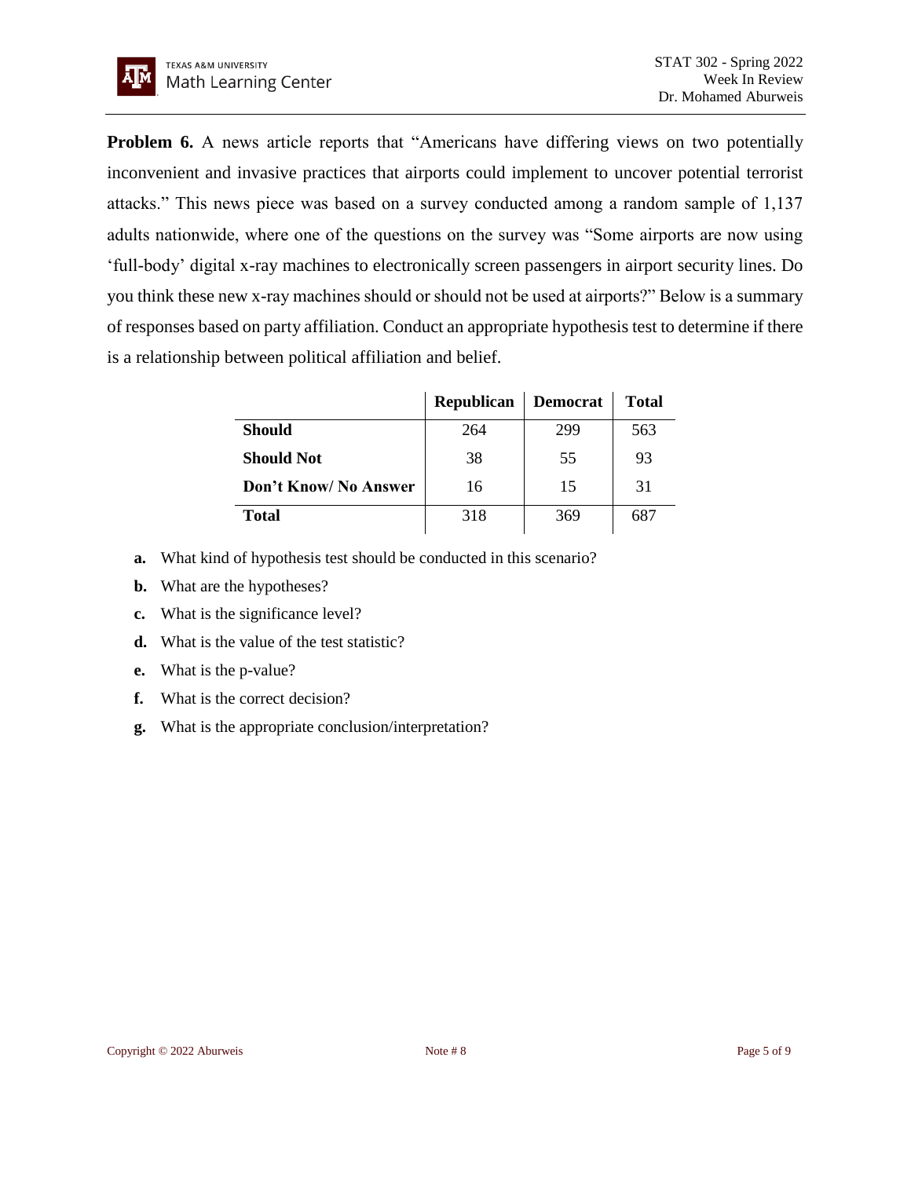**Problem 6.** A news article reports that "Americans have differing views on two potentially inconvenient and invasive practices that airports could implement to uncover potential terrorist attacks." This news piece was based on a survey conducted among a random sample of 1,137 adults nationwide, where one of the questions on the survey was "Some airports are now using 'full-body' digital x-ray machines to electronically screen passengers in airport security lines. Do you think these new x-ray machines should or should not be used at airports?" Below is a summary of responses based on party affiliation. Conduct an appropriate hypothesis test to determine if there is a relationship between political affiliation and belief.

| | **Republican** | **Democrat** | **Total** |
|---|---|---|---|
| **Should** | 264 | 299 | 563 |
| **Should Not** | 38 | 55 | 93 |
| **Don't Know/ No Answer** | 16 | 15 | 31 |
| **Total** | 318 | 369 | 687 |

- **a.** What kind of hypothesis test should be conducted in this scenario?
- **b.** What are the hypotheses?
- **c.** What is the significance level?
- **d.** What is the value of the test statistic?
- **e.** What is the p-value?
- **f.** What is the correct decision?
- **g.** What is the appropriate conclusion/interpretation?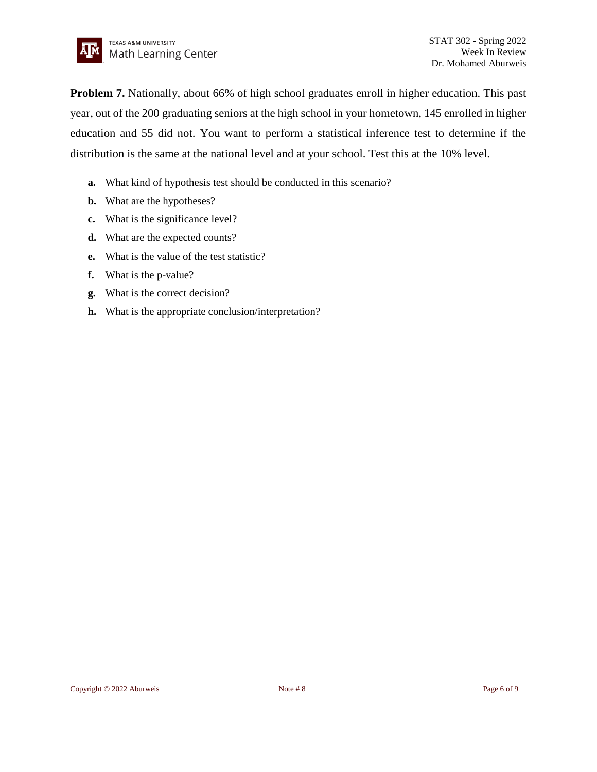**Problem 7.** Nationally, about 66% of high school graduates enroll in higher education. This past year, out of the 200 graduating seniors at the high school in your hometown, 145 enrolled in higher education and 55 did not. You want to perform a statistical inference test to determine if the distribution is the same at the national level and at your school. Test this at the 10% level.

- **a.** What kind of hypothesis test should be conducted in this scenario?
- **b.** What are the hypotheses?
- **c.** What is the significance level?
- **d.** What are the expected counts?
- **e.** What is the value of the test statistic?
- **f.** What is the p-value?
- **g.** What is the correct decision?
- **h.** What is the appropriate conclusion/interpretation?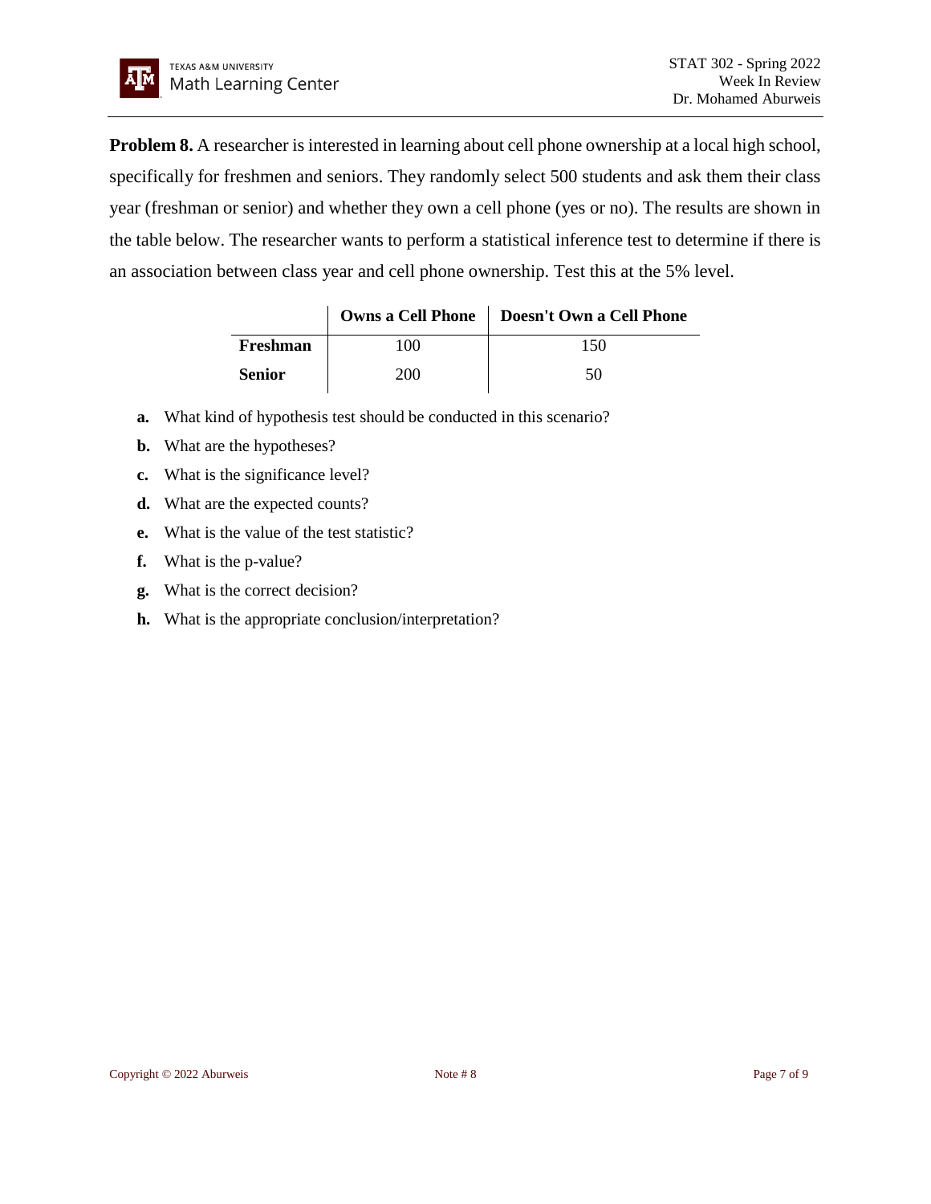**Problem 8.** A researcher is interested in learning about cell phone ownership at a local high school, specifically for freshmen and seniors. They randomly select 500 students and ask them their class year (freshman or senior) and whether they own a cell phone (yes or no). The results are shown in the table below. The researcher wants to perform a statistical inference test to determine if there is an association between class year and cell phone ownership. Test this at the 5% level.

| | Owns a Cell Phone | Doesn't Own a Cell Phone |
|---|---|---|
| **Freshman** | 100 | 150 |
| **Senior** | 200 | 50 |

**a.** What kind of hypothesis test should be conducted in this scenario?

**b.** What are the hypotheses?

**c.** What is the significance level?

**d.** What are the expected counts?

**e.** What is the value of the test statistic?

**f.** What is the p-value?

**g.** What is the correct decision?

**h.** What is the appropriate conclusion/interpretation?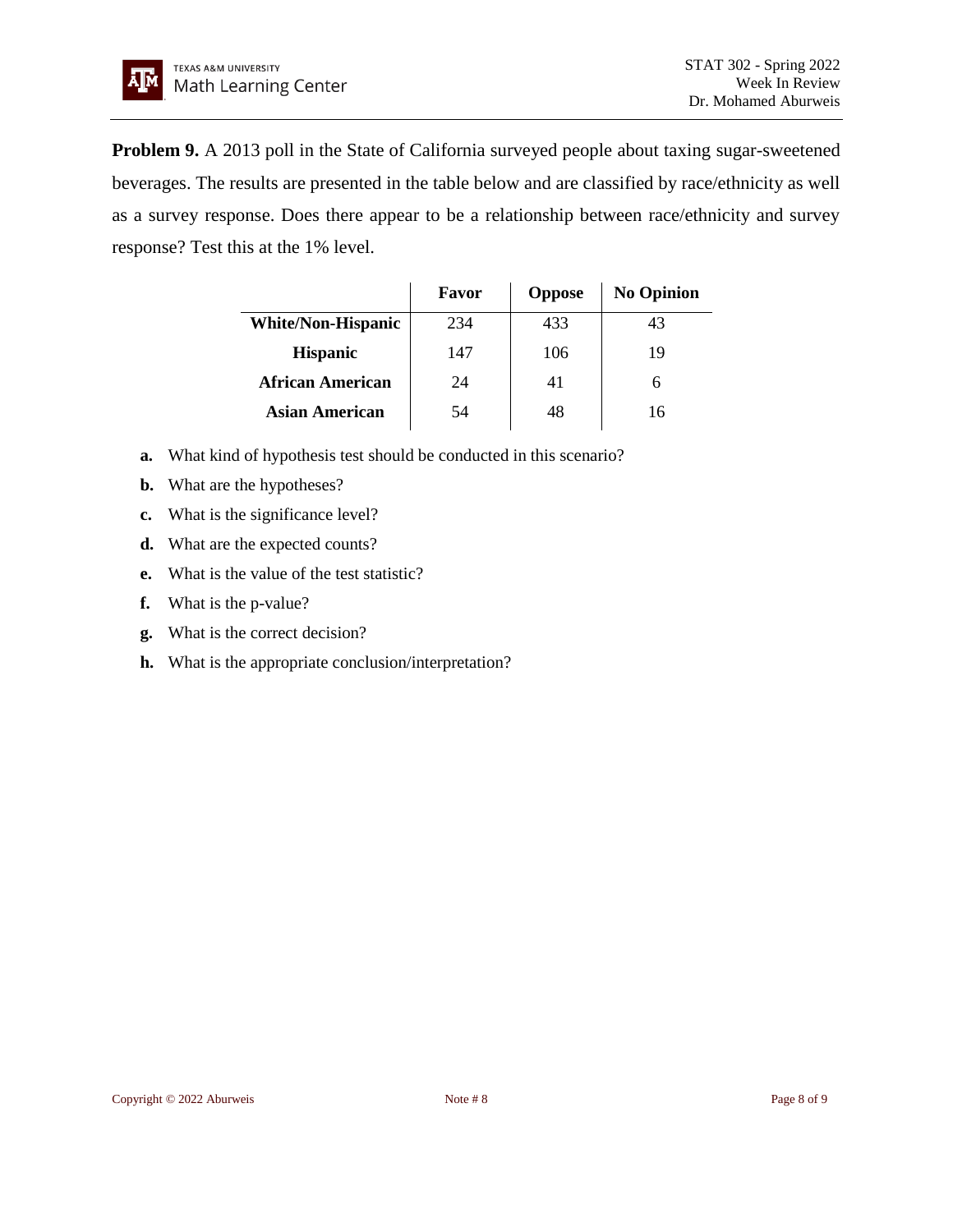**Problem 9.** A 2013 poll in the State of California surveyed people about taxing sugar-sweetened beverages. The results are presented in the table below and are classified by race/ethnicity as well as a survey response. Does there appear to be a relationship between race/ethnicity and survey response? Test this at the 1% level.

| | Favor | Oppose | No Opinion |
|---|---|---|---|
| **White/Non-Hispanic** | 234 | 433 | 43 |
| **Hispanic** | 147 | 106 | 19 |
| **African American** | 24 | 41 | 6 |
| **Asian American** | 54 | 48 | 16 |

**a.** What kind of hypothesis test should be conducted in this scenario?

**b.** What are the hypotheses?

**c.** What is the significance level?

**d.** What are the expected counts?

**e.** What is the value of the test statistic?

**f.** What is the p-value?

**g.** What is the correct decision?

**h.** What is the appropriate conclusion/interpretation?